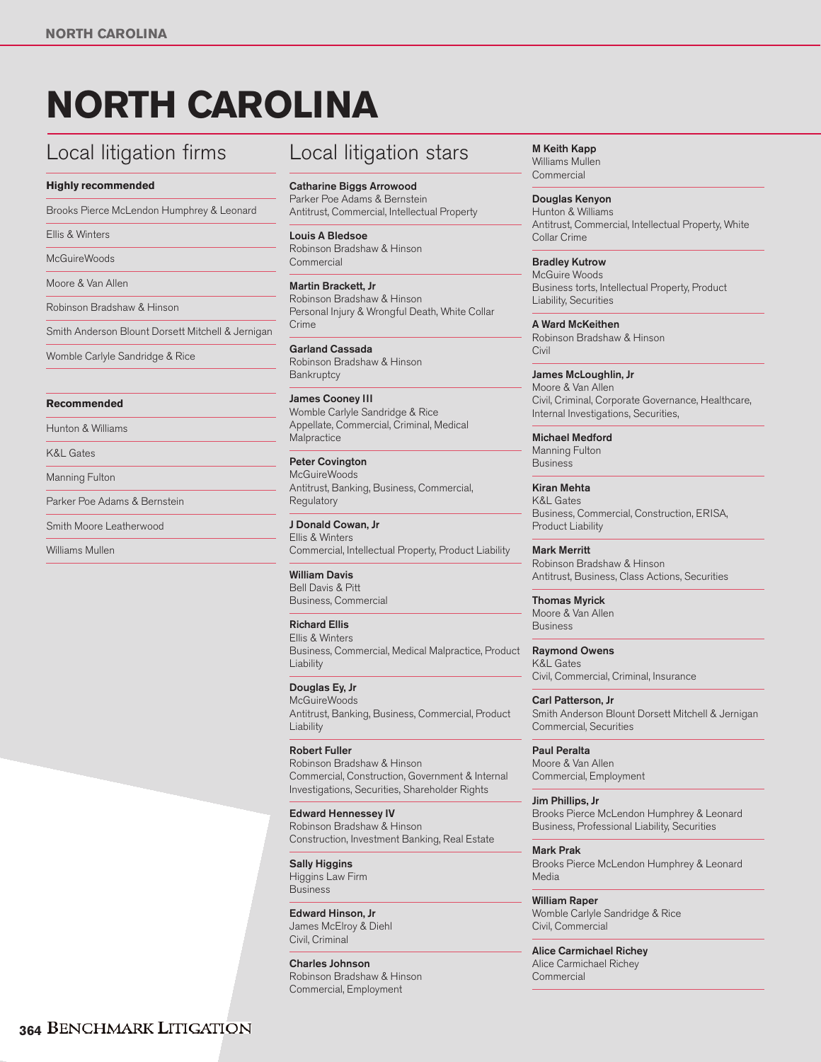# NORTH CAROLINA

## Local litigation firms

**Highly recommended**

Brooks Pierce McLendon Humphrey & Leonard

Ellis & Winters

McGuireWoods

Moore & Van Allen

Robinson Bradshaw & Hinson

Smith Anderson Blount Dorsett Mitchell & Jernigan

Womble Carlyle Sandridge & Rice

**Recommended**

Hunton & Williams

K&L Gates

Manning Fulton

Parker Poe Adams & Bernstein

Smith Moore Leatherwood

Williams Mullen

## Local litigation stars

**Catharine Biggs Arrowood**
Parker Poe Adams & Bernstein
Antitrust, Commercial, Intellectual Property

**Louis A Bledsoe**
Robinson Bradshaw & Hinson
Commercial

**Martin Brackett, Jr**
Robinson Bradshaw & Hinson
Personal Injury & Wrongful Death, White Collar Crime

**Garland Cassada**
Robinson Bradshaw & Hinson
Bankruptcy

**James Cooney III**
Womble Carlyle Sandridge & Rice
Appellate, Commercial, Criminal, Medical Malpractice

**Peter Covington**
McGuireWoods
Antitrust, Banking, Business, Commercial, Regulatory

**J Donald Cowan, Jr**
Ellis & Winters
Commercial, Intellectual Property, Product Liability

**William Davis**
Bell Davis & Pitt
Business, Commercial

**Richard Ellis**
Ellis & Winters
Business, Commercial, Medical Malpractice, Product Liability

**Douglas Ey, Jr**
McGuireWoods
Antitrust, Banking, Business, Commercial, Product Liability

**Robert Fuller**
Robinson Bradshaw & Hinson
Commercial, Construction, Government & Internal Investigations, Securities, Shareholder Rights

**Edward Hennessey IV**
Robinson Bradshaw & Hinson
Construction, Investment Banking, Real Estate

**Sally Higgins**
Higgins Law Firm
Business

**Edward Hinson, Jr**
James McElroy & Diehl
Civil, Criminal

**Charles Johnson**
Robinson Bradshaw & Hinson
Commercial, Employment

**M Keith Kapp**
Williams Mullen
Commercial

**Douglas Kenyon**
Hunton & Williams
Antitrust, Commercial, Intellectual Property, White Collar Crime

**Bradley Kutrow**
McGuire Woods
Business torts, Intellectual Property, Product Liability, Securities

**A Ward McKeithen**
Robinson Bradshaw & Hinson
Civil

**James McLoughlin, Jr**
Moore & Van Allen
Civil, Criminal, Corporate Governance, Healthcare, Internal Investigations, Securities,

**Michael Medford**
Manning Fulton
Business

**Kiran Mehta**
K&L Gates
Business, Commercial, Construction, ERISA, Product Liability

**Mark Merritt**
Robinson Bradshaw & Hinson
Antitrust, Business, Class Actions, Securities

**Thomas Myrick**
Moore & Van Allen
Business

**Raymond Owens**
K&L Gates
Civil, Commercial, Criminal, Insurance

**Carl Patterson, Jr**
Smith Anderson Blount Dorsett Mitchell & Jernigan
Commercial, Securities

**Paul Peralta**
Moore & Van Allen
Commercial, Employment

**Jim Phillips, Jr**
Brooks Pierce McLendon Humphrey & Leonard
Business, Professional Liability, Securities

**Mark Prak**
Brooks Pierce McLendon Humphrey & Leonard
Media

**William Raper**
Womble Carlyle Sandridge & Rice
Civil, Commercial

**Alice Carmichael Richey**
Alice Carmichael Richey
Commercial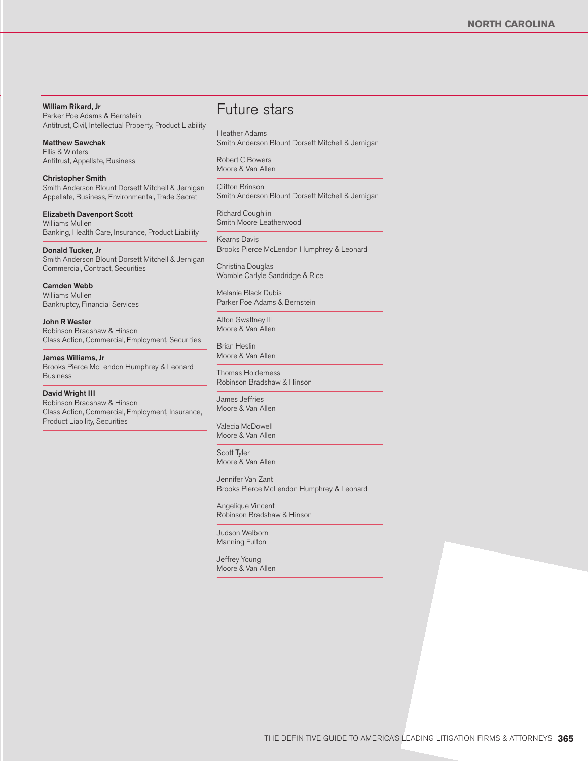**William Rikard, Jr**
Parker Poe Adams & Bernstein
Antitrust, Civil, Intellectual Property, Product Liability

**Matthew Sawchak**
Ellis & Winters
Antitrust, Appellate, Business

**Christopher Smith**
Smith Anderson Blount Dorsett Mitchell & Jernigan
Appellate, Business, Environmental, Trade Secret

**Elizabeth Davenport Scott**
Williams Mullen
Banking, Health Care, Insurance, Product Liability

**Donald Tucker, Jr**
Smith Anderson Blount Dorsett Mitchell & Jernigan
Commercial, Contract, Securities

**Camden Webb**
Williams Mullen
Bankruptcy, Financial Services

**John R Wester**
Robinson Bradshaw & Hinson
Class Action, Commercial, Employment, Securities

**James Williams, Jr**
Brooks Pierce McLendon Humphrey & Leonard
Business

**David Wright III**
Robinson Bradshaw & Hinson
Class Action, Commercial, Employment, Insurance, Product Liability, Securities

## Future stars

Heather Adams
Smith Anderson Blount Dorsett Mitchell & Jernigan

Robert C Bowers
Moore & Van Allen

Clifton Brinson
Smith Anderson Blount Dorsett Mitchell & Jernigan

Richard Coughlin
Smith Moore Leatherwood

Kearns Davis
Brooks Pierce McLendon Humphrey & Leonard

Christina Douglas
Womble Carlyle Sandridge & Rice

Melanie Black Dubis
Parker Poe Adams & Bernstein

Alton Gwaltney III
Moore & Van Allen

Brian Heslin
Moore & Van Allen

Thomas Holderness
Robinson Bradshaw & Hinson

James Jeffries
Moore & Van Allen

Valecia McDowell
Moore & Van Allen

Scott Tyler
Moore & Van Allen

Jennifer Van Zant
Brooks Pierce McLendon Humphrey & Leonard

Angelique Vincent
Robinson Bradshaw & Hinson

Judson Welborn
Manning Fulton

Jeffrey Young
Moore & Van Allen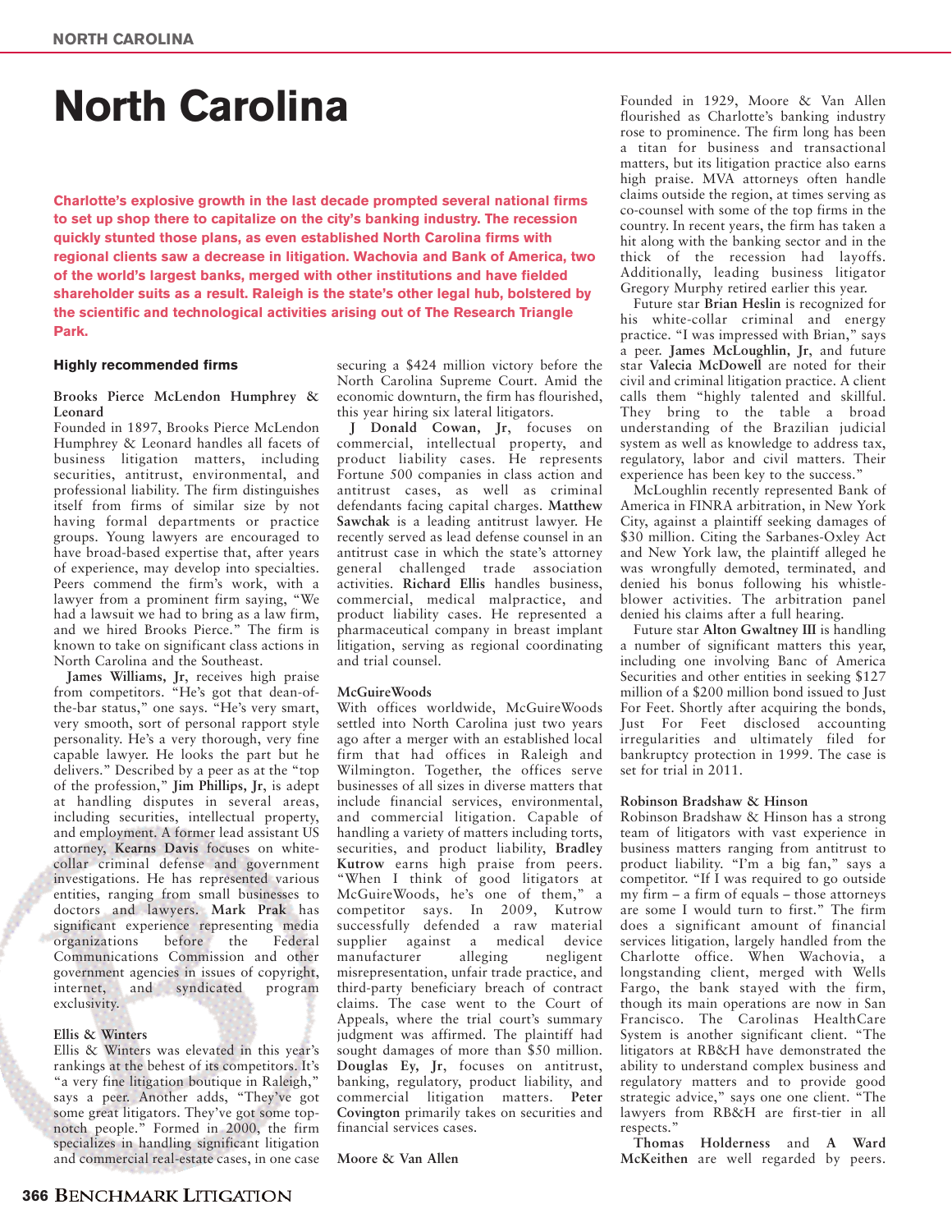# North Carolina

**Charlotte's explosive growth in the last decade prompted several national firms to set up shop there to capitalize on the city's banking industry. The recession quickly stunted those plans, as even established North Carolina firms with regional clients saw a decrease in litigation. Wachovia and Bank of America, two of the world's largest banks, merged with other institutions and have fielded shareholder suits as a result. Raleigh is the state's other legal hub, bolstered by the scientific and technological activities arising out of The Research Triangle Park.**

## Highly recommended firms

### Brooks Pierce McLendon Humphrey & Leonard

Founded in 1897, Brooks Pierce McLendon Humphrey & Leonard handles all facets of business litigation matters, including securities, antitrust, environmental, and professional liability. The firm distinguishes itself from firms of similar size by not having formal departments or practice groups. Young lawyers are encouraged to have broad-based expertise that, after years of experience, may develop into specialties. Peers commend the firm's work, with a lawyer from a prominent firm saying, "We had a lawsuit we had to bring as a law firm, and we hired Brooks Pierce." The firm is known to take on significant class actions in North Carolina and the Southeast.

**James Williams, Jr**, receives high praise from competitors. "He's got that dean-of-the-bar status," one says. "He's very smart, very smooth, sort of personal rapport style personality. He's a very thorough, very fine capable lawyer. He looks the part but he delivers." Described by a peer as at the "top of the profession," **Jim Phillips, Jr**, is adept at handling disputes in several areas, including securities, intellectual property, and employment. A former lead assistant US attorney, **Kearns Davis** focuses on white-collar criminal defense and government investigations. He has represented various entities, ranging from small businesses to doctors and lawyers. **Mark Prak** has significant experience representing media organizations before the Federal Communications Commission and other government agencies in issues of copyright, internet, and syndicated program exclusivity.

### Ellis & Winters

Ellis & Winters was elevated in this year's rankings at the behest of its competitors. It's "a very fine litigation boutique in Raleigh," says a peer. Another adds, "They've got some great litigators. They've got some top-notch people." Formed in 2000, the firm specializes in handling significant litigation and commercial real-estate cases, in one case securing a $424 million victory before the North Carolina Supreme Court. Amid the economic downturn, the firm has flourished, this year hiring six lateral litigators.

**J Donald Cowan, Jr**, focuses on commercial, intellectual property, and product liability cases. He represents Fortune 500 companies in class action and antitrust cases, as well as criminal defendants facing capital charges. **Matthew Sawchak** is a leading antitrust lawyer. He recently served as lead defense counsel in an antitrust case in which the state's attorney general challenged trade association activities. **Richard Ellis** handles business, commercial, medical malpractice, and product liability cases. He represented a pharmaceutical company in breast implant litigation, serving as regional coordinating and trial counsel.

### McGuireWoods

With offices worldwide, McGuireWoods settled into North Carolina just two years ago after a merger with an established local firm that had offices in Raleigh and Wilmington. Together, the offices serve businesses of all sizes in diverse matters that include financial services, environmental, and commercial litigation. Capable of handling a variety of matters including torts, securities, and product liability, **Bradley Kutrow** earns high praise from peers. "When I think of good litigators at McGuireWoods, he's one of them," a competitor says. In 2009, Kutrow successfully defended a raw material supplier against a medical device manufacturer alleging negligent misrepresentation, unfair trade practice, and third-party beneficiary breach of contract claims. The case went to the Court of Appeals, where the trial court's summary judgment was affirmed. The plaintiff had sought damages of more than $50 million. **Douglas Ey, Jr**, focuses on antitrust, banking, regulatory, product liability, and commercial litigation matters. **Peter Covington** primarily takes on securities and financial services cases.

### Moore & Van Allen

Founded in 1929, Moore & Van Allen flourished as Charlotte's banking industry rose to prominence. The firm long has been a titan for business and transactional matters, but its litigation practice also earns high praise. MVA attorneys often handle claims outside the region, at times serving as co-counsel with some of the top firms in the country. In recent years, the firm has taken a hit along with the banking sector and in the thick of the recession had layoffs. Additionally, leading business litigator Gregory Murphy retired earlier this year.

Future star **Brian Heslin** is recognized for his white-collar criminal and energy practice. "I was impressed with Brian," says a peer. **James McLoughlin, Jr**, and future star **Valecia McDowell** are noted for their civil and criminal litigation practice. A client calls them "highly talented and skillful. They bring to the table a broad understanding of the Brazilian judicial system as well as knowledge to address tax, regulatory, labor and civil matters. Their experience has been key to the success."

McLoughlin recently represented Bank of America in FINRA arbitration, in New York City, against a plaintiff seeking damages of $30 million. Citing the Sarbanes-Oxley Act and New York law, the plaintiff alleged he was wrongfully demoted, terminated, and denied his bonus following his whistle-blower activities. The arbitration panel denied his claims after a full hearing.

Future star **Alton Gwaltney III** is handling a number of significant matters this year, including one involving Banc of America Securities and other entities in seeking $127 million of a $200 million bond issued to Just For Feet. Shortly after acquiring the bonds, Just For Feet disclosed accounting irregularities and ultimately filed for bankruptcy protection in 1999. The case is set for trial in 2011.

### Robinson Bradshaw & Hinson

Robinson Bradshaw & Hinson has a strong team of litigators with vast experience in business matters ranging from antitrust to product liability. "I'm a big fan," says a competitor. "If I was required to go outside my firm – a firm of equals – those attorneys are some I would turn to first." The firm does a significant amount of financial services litigation, largely handled from the Charlotte office. When Wachovia, a longstanding client, merged with Wells Fargo, the bank stayed with the firm, though its main operations are now in San Francisco. The Carolinas HealthCare System is another significant client. "The litigators at RB&H have demonstrated the ability to understand complex business and regulatory matters and to provide good strategic advice," says one one client. "The lawyers from RB&H are first-tier in all respects."

**Thomas Holderness** and **A Ward McKeithen** are well regarded by peers.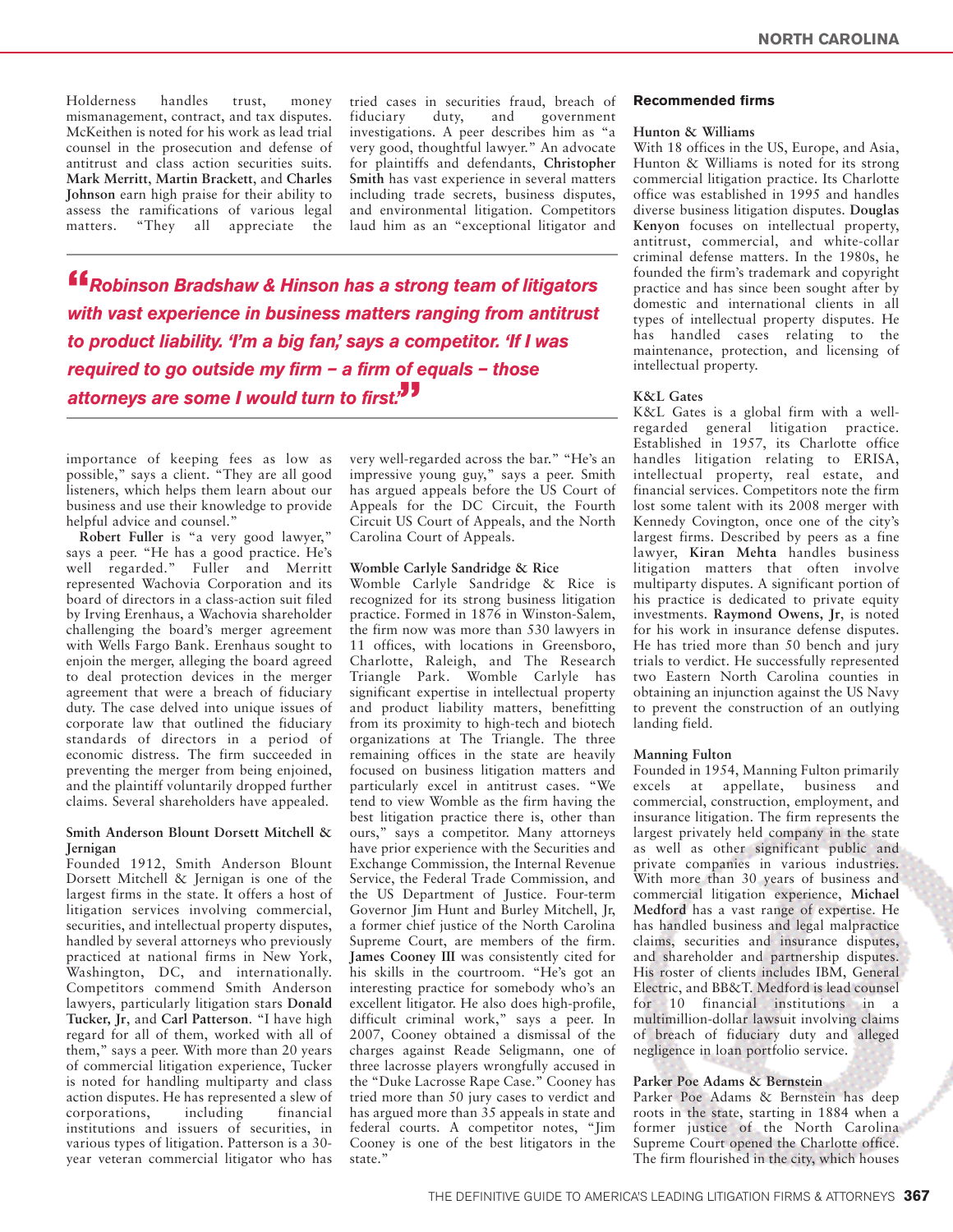Holderness handles trust, money mismanagement, contract, and tax disputes. McKeithen is noted for his work as lead trial counsel in the prosecution and defense of antitrust and class action securities suits. **Mark Merritt**, **Martin Brackett**, and **Charles Johnson** earn high praise for their ability to assess the ramifications of various legal matters. "They all appreciate the importance of keeping fees as low as possible," says a client. "They are all good listeners, which helps them learn about our business and use their knowledge to provide helpful advice and counsel."

**Robert Fuller** is "a very good lawyer," says a peer. "He has a good practice. He's well regarded." Fuller and Merritt represented Wachovia Corporation and its board of directors in a class-action suit filed by Irving Erenhaus, a Wachovia shareholder challenging the board's merger agreement with Wells Fargo Bank. Erenhaus sought to enjoin the merger, alleging the board agreed to deal protection devices in the merger agreement that were a breach of fiduciary duty. The case delved into unique issues of corporate law that outlined the fiduciary standards of directors in a period of economic distress. The firm succeeded in preventing the merger from being enjoined, and the plaintiff voluntarily dropped further claims. Several shareholders have appealed.

### Smith Anderson Blount Dorsett Mitchell & Jernigan

Founded 1912, Smith Anderson Blount Dorsett Mitchell & Jernigan is one of the largest firms in the state. It offers a host of litigation services involving commercial, securities, and intellectual property disputes, handled by several attorneys who previously practiced at national firms in New York, Washington, DC, and internationally. Competitors commend Smith Anderson lawyers, particularly litigation stars **Donald Tucker, Jr**, and **Carl Patterson**. "I have high regard for all of them, worked with all of them," says a peer. With more than 20 years of commercial litigation experience, Tucker is noted for handling multiparty and class action disputes. He has represented a slew of corporations, including financial institutions and issuers of securities, in various types of litigation. Patterson is a 30-year veteran commercial litigator who has tried cases in securities fraud, breach of fiduciary duty, and government investigations. A peer describes him as "a very good, thoughtful lawyer." An advocate for plaintiffs and defendants, **Christopher Smith** has vast experience in several matters including trade secrets, business disputes, and environmental litigation. Competitors laud him as an "exceptional litigator and very well-regarded across the bar." "He's an impressive young guy," says a peer. Smith has argued appeals before the US Court of Appeals for the DC Circuit, the Fourth Circuit US Court of Appeals, and the North Carolina Court of Appeals.

> ***"Robinson Bradshaw & Hinson has a strong team of litigators with vast experience in business matters ranging from antitrust to product liability. 'I'm a big fan,' says a competitor. 'If I was required to go outside my firm – a firm of equals – those attorneys are some I would turn to first.'"***

### Womble Carlyle Sandridge & Rice

Womble Carlyle Sandridge & Rice is recognized for its strong business litigation practice. Formed in 1876 in Winston-Salem, the firm now has more than 530 lawyers in 11 offices, with locations in Greensboro, Charlotte, Raleigh, and The Research Triangle Park. Womble Carlyle has significant expertise in intellectual property and product liability matters, benefitting from its proximity to high-tech and biotech organizations at The Triangle. The three remaining offices in the state are heavily focused on business litigation matters and particularly excel in antitrust cases. "We tend to view Womble as the firm having the best litigation practice there is, other than ours," says a competitor. Many attorneys have prior experience with the Securities and Exchange Commission, the Internal Revenue Service, the Federal Trade Commission, and the US Department of Justice. Four-term Governor Jim Hunt and Burley Mitchell, Jr, a former chief justice of the North Carolina Supreme Court, are members of the firm. **James Cooney III** was consistently cited for his skills in the courtroom. "He's got an interesting practice for somebody who's an excellent litigator. He also does high-profile, difficult criminal work," says a peer. In 2007, Cooney obtained a dismissal of the charges against Reade Seligmann, one of three lacrosse players wrongfully accused in the "Duke Lacrosse Rape Case." Cooney has tried more than 50 jury cases to verdict and has argued more than 35 appeals in state and federal courts. A competitor notes, "Jim Cooney is one of the best litigators in the state."

## Recommended firms

### Hunton & Williams

With 18 offices in the US, Europe, and Asia, Hunton & Williams is noted for its strong commercial litigation practice. Its Charlotte office was established in 1995 and handles diverse business litigation disputes. **Douglas Kenyon** focuses on intellectual property, antitrust, commercial, and white-collar criminal defense matters. In the 1980s, he founded the firm's trademark and copyright practice and has since been sought after by domestic and international clients in all types of intellectual property disputes. He has handled cases relating to the maintenance, protection, and licensing of intellectual property.

### K&L Gates

K&L Gates is a global firm with a well-regarded general litigation practice. Established in 1957, its Charlotte office handles litigation relating to ERISA, intellectual property, real estate, and financial services. Competitors note the firm lost some talent with its 2008 merger with Kennedy Covington, once one of the city's largest firms. Described by peers as a fine lawyer, **Kiran Mehta** handles business litigation matters that often involve multiparty disputes. A significant portion of his practice is dedicated to private equity investments. **Raymond Owens, Jr**, is noted for his work in insurance defense disputes. He has tried more than 50 bench and jury trials to verdict. He successfully represented two Eastern North Carolina counties in obtaining an injunction against the US Navy to prevent the construction of an outlying landing field.

### Manning Fulton

Founded in 1954, Manning Fulton primarily excels at appellate, business and commercial, construction, employment, and insurance litigation. The firm represents the largest privately held company in the state as well as other significant public and private companies in various industries. With more than 30 years of business and commercial litigation experience, **Michael Medford** has a vast range of expertise. He has handled business and legal malpractice claims, securities and insurance disputes, and shareholder and partnership disputes. His roster of clients includes IBM, General Electric, and BB&T. Medford is lead counsel for 10 financial institutions in a multimillion-dollar lawsuit involving claims of breach of fiduciary duty and alleged negligence in loan portfolio service.

### Parker Poe Adams & Bernstein

Parker Poe Adams & Bernstein has deep roots in the state, starting in 1884 when a former justice of the North Carolina Supreme Court opened the Charlotte office. The firm flourished in the city, which houses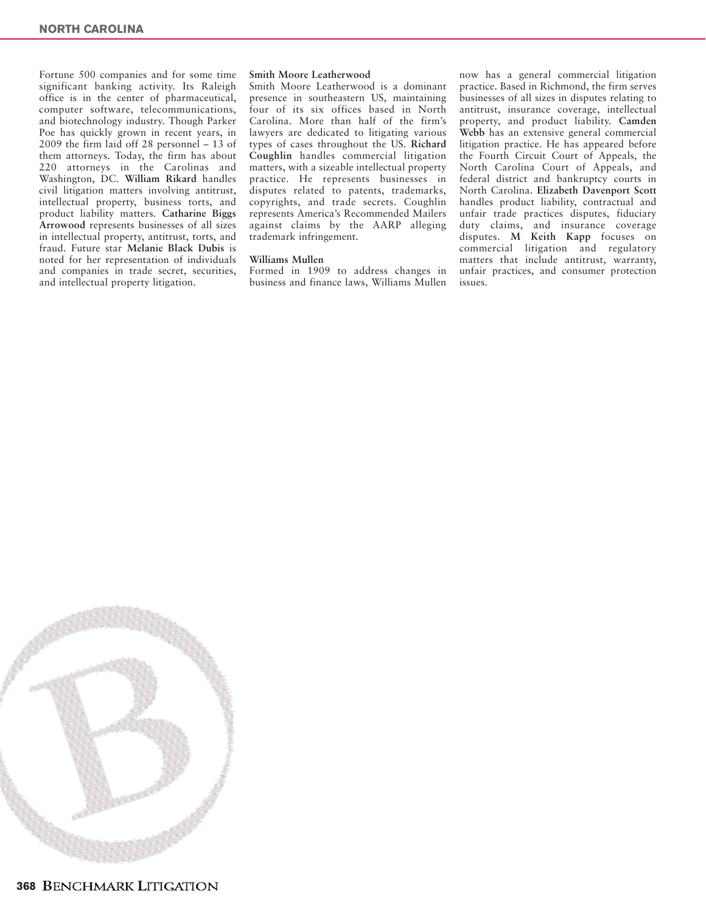Fortune 500 companies and for some time significant banking activity. Its Raleigh office is in the center of pharmaceutical, computer software, telecommunications, and biotechnology industry. Though Parker Poe has quickly grown in recent years, in 2009 the firm laid off 28 personnel – 13 of them attorneys. Today, the firm has about 220 attorneys in the Carolinas and Washington, DC. **William Rikard** handles civil litigation matters involving antitrust, intellectual property, business torts, and product liability matters. **Catharine Biggs Arrowood** represents businesses of all sizes in intellectual property, antitrust, torts, and fraud. Future star **Melanie Black Dubis** is noted for her representation of individuals and companies in trade secret, securities, and intellectual property litigation.

**Smith Moore Leatherwood**

Smith Moore Leatherwood is a dominant presence in southeastern US, maintaining four of its six offices based in North Carolina. More than half of the firm's lawyers are dedicated to litigating various types of cases throughout the US. **Richard Coughlin** handles commercial litigation matters, with a sizeable intellectual property practice. He represents businesses in disputes related to patents, trademarks, copyrights, and trade secrets. Coughlin represents America's Recommended Mailers against claims by the AARP alleging trademark infringement.

**Williams Mullen**

Formed in 1909 to address changes in business and finance laws, Williams Mullen now has a general commercial litigation practice. Based in Richmond, the firm serves businesses of all sizes in disputes relating to antitrust, insurance coverage, intellectual property, and product liability. **Camden Webb** has an extensive general commercial litigation practice. He has appeared before the Fourth Circuit Court of Appeals, the North Carolina Court of Appeals, and federal district and bankruptcy courts in North Carolina. **Elizabeth Davenport Scott** handles product liability, contractual and unfair trade practices disputes, fiduciary duty claims, and insurance coverage disputes. **M Keith Kapp** focuses on commercial litigation and regulatory matters that include antitrust, warranty, unfair practices, and consumer protection issues.